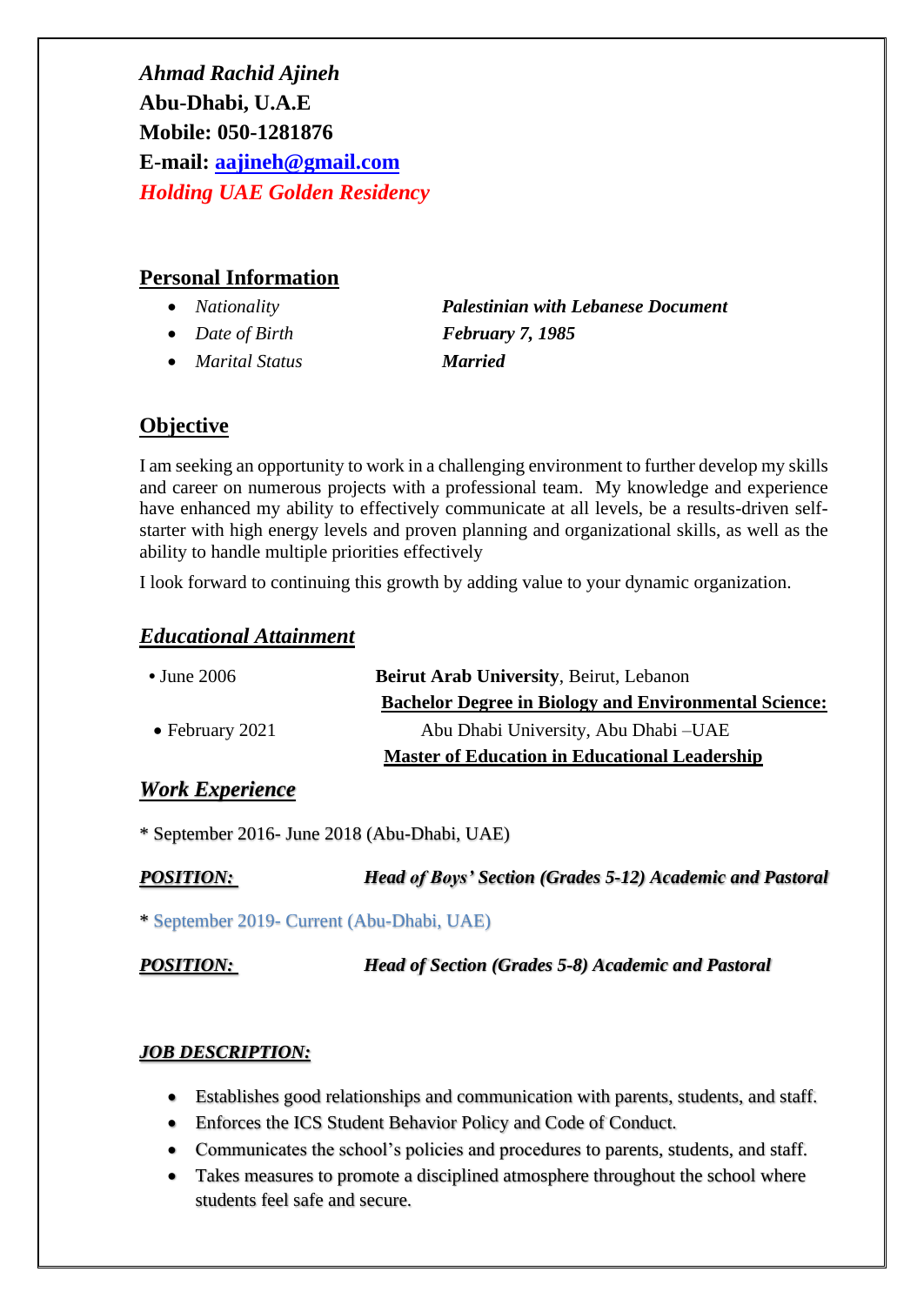***Ahmad Rachid Ajineh***
**Abu-Dhabi, U.A.E**
**Mobile: 050-1281876**
**E-mail: aajineh@gmail.com**
***Holding UAE Golden Residency***

## Personal Information

- *Nationality* — ***Palestinian with Lebanese Document***
- *Date of Birth* — ***February 7, 1985***
- *Marital Status* — ***Married***

## Objective

I am seeking an opportunity to work in a challenging environment to further develop my skills and career on numerous projects with a professional team. My knowledge and experience have enhanced my ability to effectively communicate at all levels, be a results-driven self-starter with high energy levels and proven planning and organizational skills, as well as the ability to handle multiple priorities effectively

I look forward to continuing this growth by adding value to your dynamic organization.

## *Educational Attainment*

- June 2006 — **Beirut Arab University**, Beirut, Lebanon
  **Bachelor Degree in Biology and Environmental Science:**
- February 2021 — Abu Dhabi University, Abu Dhabi –UAE
  **Master of Education in Educational Leadership**

## *Work Experience*

* September 2016- June 2018 (Abu-Dhabi, UAE)

***POSITION:*** ***Head of Boys' Section (Grades 5-12) Academic and Pastoral***

* September 2019- Current (Abu-Dhabi, UAE)

***POSITION:*** ***Head of Section (Grades 5-8) Academic and Pastoral***

### *JOB DESCRIPTION:*

- Establishes good relationships and communication with parents, students, and staff.
- Enforces the ICS Student Behavior Policy and Code of Conduct.
- Communicates the school's policies and procedures to parents, students, and staff.
- Takes measures to promote a disciplined atmosphere throughout the school where students feel safe and secure.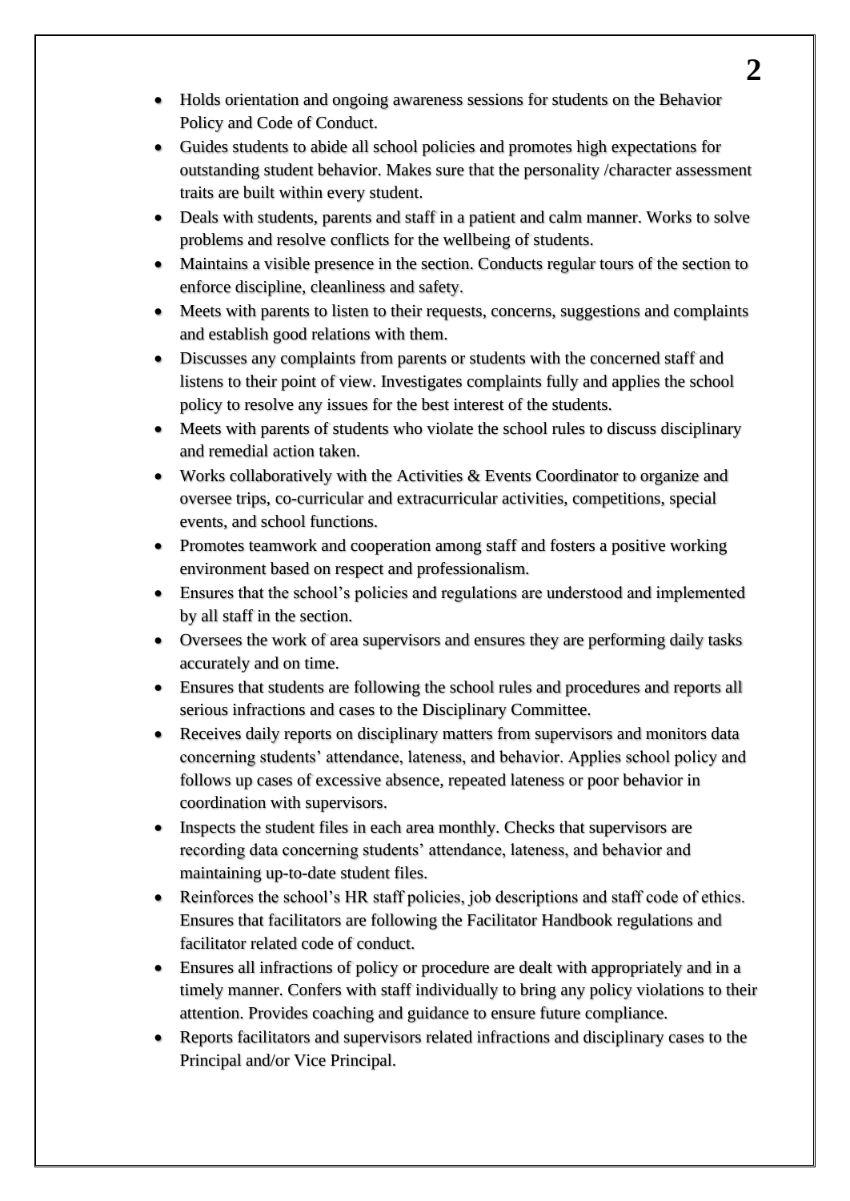- Holds orientation and ongoing awareness sessions for students on the Behavior Policy and Code of Conduct.
- Guides students to abide all school policies and promotes high expectations for outstanding student behavior. Makes sure that the personality /character assessment traits are built within every student.
- Deals with students, parents and staff in a patient and calm manner. Works to solve problems and resolve conflicts for the wellbeing of students.
- Maintains a visible presence in the section. Conducts regular tours of the section to enforce discipline, cleanliness and safety.
- Meets with parents to listen to their requests, concerns, suggestions and complaints and establish good relations with them.
- Discusses any complaints from parents or students with the concerned staff and listens to their point of view. Investigates complaints fully and applies the school policy to resolve any issues for the best interest of the students.
- Meets with parents of students who violate the school rules to discuss disciplinary and remedial action taken.
- Works collaboratively with the Activities & Events Coordinator to organize and oversee trips, co-curricular and extracurricular activities, competitions, special events, and school functions.
- Promotes teamwork and cooperation among staff and fosters a positive working environment based on respect and professionalism.
- Ensures that the school's policies and regulations are understood and implemented by all staff in the section.
- Oversees the work of area supervisors and ensures they are performing daily tasks accurately and on time.
- Ensures that students are following the school rules and procedures and reports all serious infractions and cases to the Disciplinary Committee.
- Receives daily reports on disciplinary matters from supervisors and monitors data concerning students' attendance, lateness, and behavior. Applies school policy and follows up cases of excessive absence, repeated lateness or poor behavior in coordination with supervisors.
- Inspects the student files in each area monthly. Checks that supervisors are recording data concerning students' attendance, lateness, and behavior and maintaining up-to-date student files.
- Reinforces the school's HR staff policies, job descriptions and staff code of ethics. Ensures that facilitators are following the Facilitator Handbook regulations and facilitator related code of conduct.
- Ensures all infractions of policy or procedure are dealt with appropriately and in a timely manner. Confers with staff individually to bring any policy violations to their attention. Provides coaching and guidance to ensure future compliance.
- Reports facilitators and supervisors related infractions and disciplinary cases to the Principal and/or Vice Principal.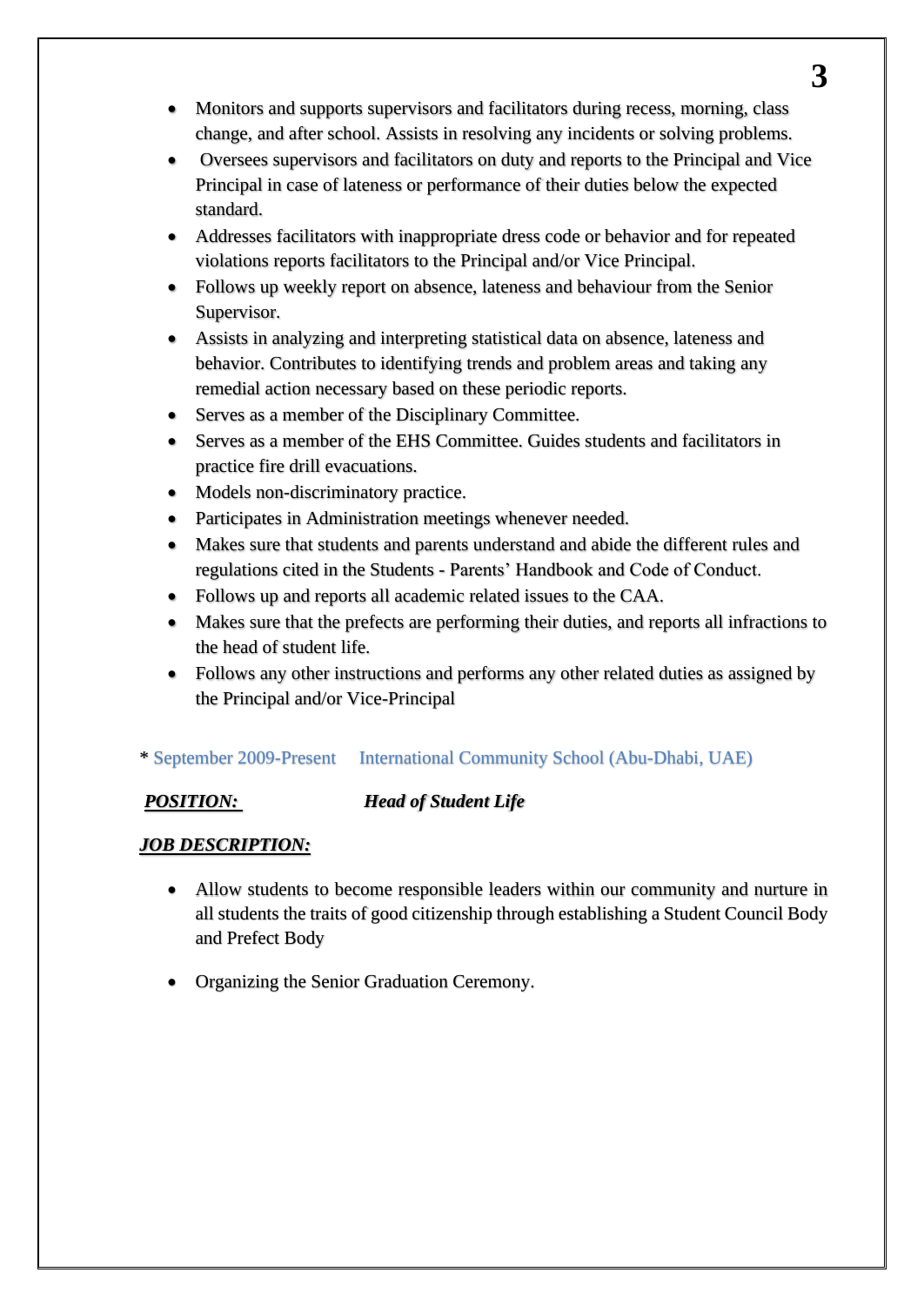- Monitors and supports supervisors and facilitators during recess, morning, class change, and after school. Assists in resolving any incidents or solving problems.
- Oversees supervisors and facilitators on duty and reports to the Principal and Vice Principal in case of lateness or performance of their duties below the expected standard.
- Addresses facilitators with inappropriate dress code or behavior and for repeated violations reports facilitators to the Principal and/or Vice Principal.
- Follows up weekly report on absence, lateness and behaviour from the Senior Supervisor.
- Assists in analyzing and interpreting statistical data on absence, lateness and behavior. Contributes to identifying trends and problem areas and taking any remedial action necessary based on these periodic reports.
- Serves as a member of the Disciplinary Committee.
- Serves as a member of the EHS Committee. Guides students and facilitators in practice fire drill evacuations.
- Models non-discriminatory practice.
- Participates in Administration meetings whenever needed.
- Makes sure that students and parents understand and abide the different rules and regulations cited in the Students - Parents' Handbook and Code of Conduct.
- Follows up and reports all academic related issues to the CAA.
- Makes sure that the prefects are performing their duties, and reports all infractions to the head of student life.
- Follows any other instructions and performs any other related duties as assigned by the Principal and/or Vice-Principal

\* September 2009-Present International Community School (Abu-Dhabi, UAE)

***POSITION:*** ***Head of Student Life***

***JOB DESCRIPTION:***

- Allow students to become responsible leaders within our community and nurture in all students the traits of good citizenship through establishing a Student Council Body and Prefect Body

- Organizing the Senior Graduation Ceremony.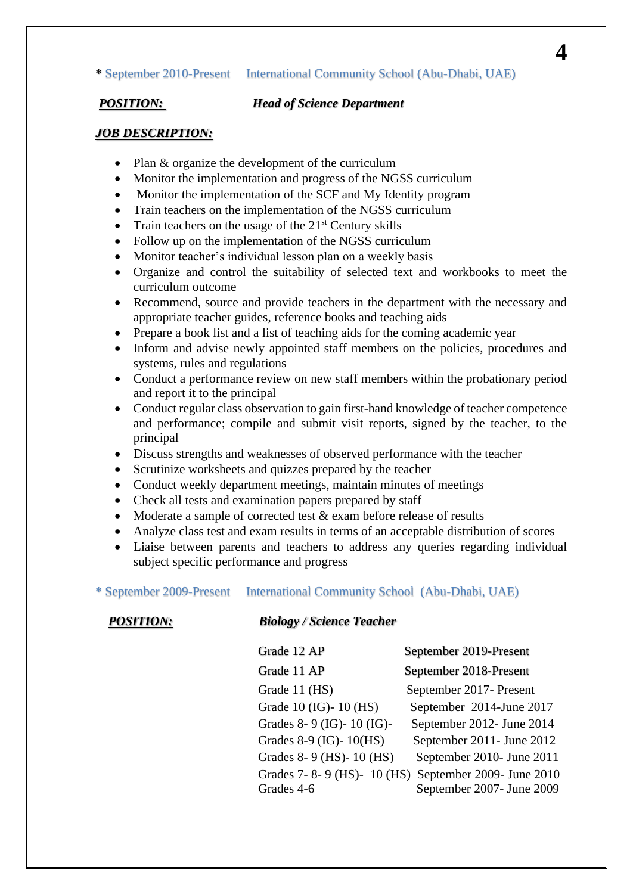* September 2010-Present International Community School (Abu-Dhabi, UAE)

***POSITION:*** ***Head of Science Department***

***JOB DESCRIPTION:***

- Plan & organize the development of the curriculum
- Monitor the implementation and progress of the NGSS curriculum
- Monitor the implementation of the SCF and My Identity program
- Train teachers on the implementation of the NGSS curriculum
- Train teachers on the usage of the 21st Century skills
- Follow up on the implementation of the NGSS curriculum
- Monitor teacher's individual lesson plan on a weekly basis
- Organize and control the suitability of selected text and workbooks to meet the curriculum outcome
- Recommend, source and provide teachers in the department with the necessary and appropriate teacher guides, reference books and teaching aids
- Prepare a book list and a list of teaching aids for the coming academic year
- Inform and advise newly appointed staff members on the policies, procedures and systems, rules and regulations
- Conduct a performance review on new staff members within the probationary period and report it to the principal
- Conduct regular class observation to gain first-hand knowledge of teacher competence and performance; compile and submit visit reports, signed by the teacher, to the principal
- Discuss strengths and weaknesses of observed performance with the teacher
- Scrutinize worksheets and quizzes prepared by the teacher
- Conduct weekly department meetings, maintain minutes of meetings
- Check all tests and examination papers prepared by staff
- Moderate a sample of corrected test & exam before release of results
- Analyze class test and exam results in terms of an acceptable distribution of scores
- Liaise between parents and teachers to address any queries regarding individual subject specific performance and progress

* September 2009-Present International Community School (Abu-Dhabi, UAE)

***POSITION:*** ***Biology / Science Teacher***

| | |
|---|---|
| Grade 12 AP | September 2019-Present |
| Grade 11 AP | September 2018-Present |
| Grade 11 (HS) | September 2017- Present |
| Grade 10 (IG)- 10 (HS) | September 2014-June 2017 |
| Grades 8- 9 (IG)- 10 (IG)- | September 2012- June 2014 |
| Grades 8-9 (IG)- 10(HS) | September 2011- June 2012 |
| Grades 8- 9 (HS)- 10 (HS) | September 2010- June 2011 |
| Grades 7- 8- 9 (HS)- 10 (HS) | September 2009- June 2010 |
| Grades 4-6 | September 2007- June 2009 |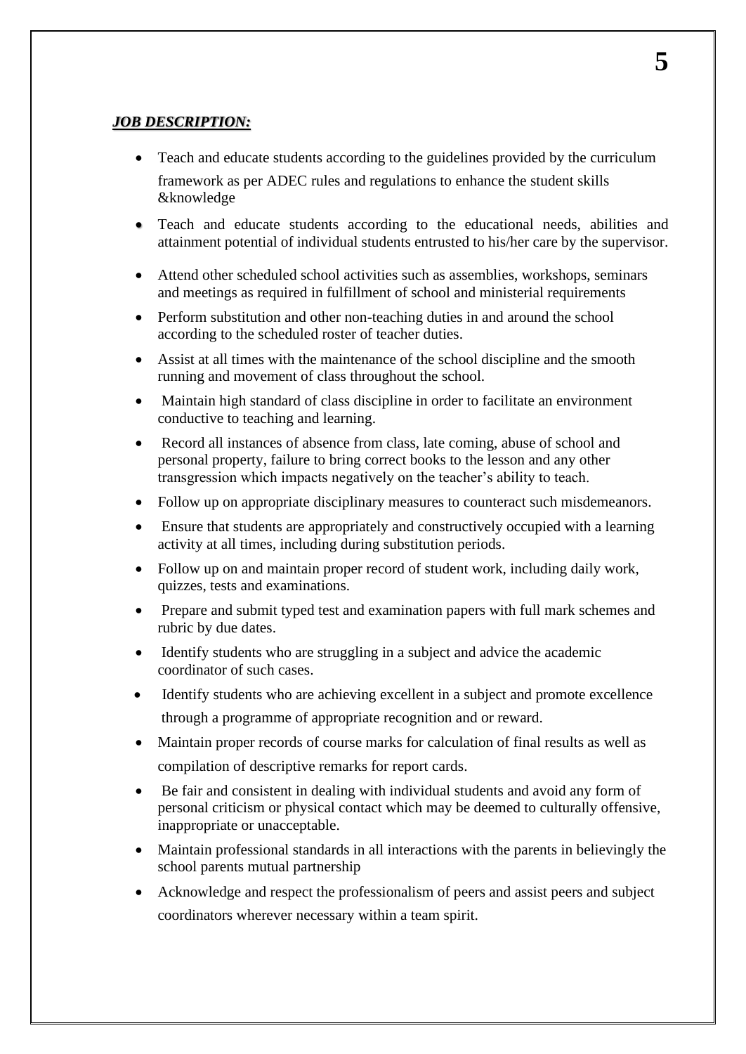***JOB DESCRIPTION:***

- Teach and educate students according to the guidelines provided by the curriculum framework as per ADEC rules and regulations to enhance the student skills &knowledge
- Teach and educate students according to the educational needs, abilities and attainment potential of individual students entrusted to his/her care by the supervisor.
- Attend other scheduled school activities such as assemblies, workshops, seminars and meetings as required in fulfillment of school and ministerial requirements
- Perform substitution and other non-teaching duties in and around the school according to the scheduled roster of teacher duties.
- Assist at all times with the maintenance of the school discipline and the smooth running and movement of class throughout the school.
- Maintain high standard of class discipline in order to facilitate an environment conductive to teaching and learning.
- Record all instances of absence from class, late coming, abuse of school and personal property, failure to bring correct books to the lesson and any other transgression which impacts negatively on the teacher's ability to teach.
- Follow up on appropriate disciplinary measures to counteract such misdemeanors.
- Ensure that students are appropriately and constructively occupied with a learning activity at all times, including during substitution periods.
- Follow up on and maintain proper record of student work, including daily work, quizzes, tests and examinations.
- Prepare and submit typed test and examination papers with full mark schemes and rubric by due dates.
- Identify students who are struggling in a subject and advice the academic coordinator of such cases.
- Identify students who are achieving excellent in a subject and promote excellence through a programme of appropriate recognition and or reward.
- Maintain proper records of course marks for calculation of final results as well as compilation of descriptive remarks for report cards.
- Be fair and consistent in dealing with individual students and avoid any form of personal criticism or physical contact which may be deemed to culturally offensive, inappropriate or unacceptable.
- Maintain professional standards in all interactions with the parents in believingly the school parents mutual partnership
- Acknowledge and respect the professionalism of peers and assist peers and subject coordinators wherever necessary within a team spirit.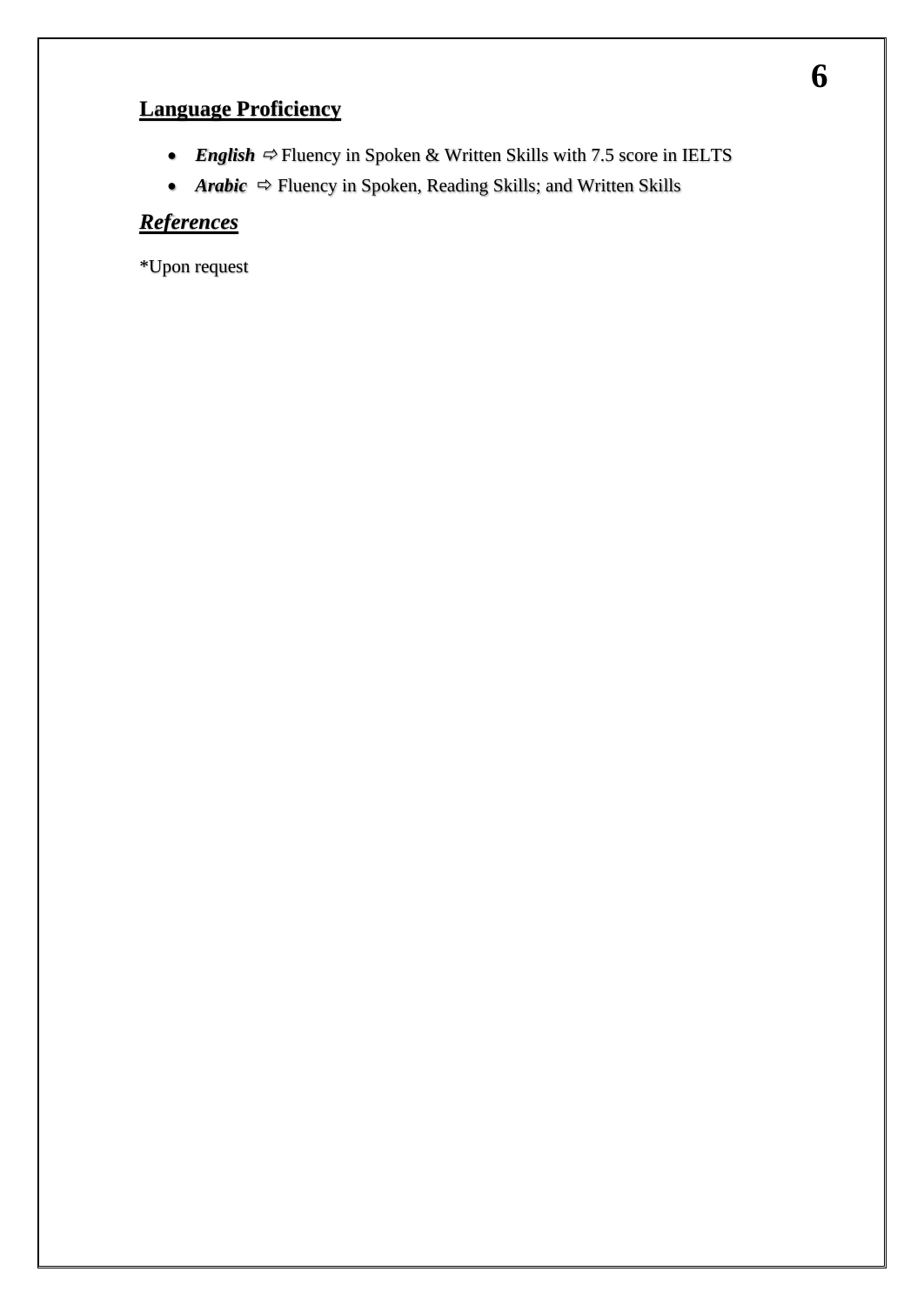## Language Proficiency

- ***English*** ⇨ Fluency in Spoken & Written Skills with 7.5 score in IELTS
- ***Arabic*** ⇨ Fluency in Spoken, Reading Skills; and Written Skills

## *References*

*Upon request